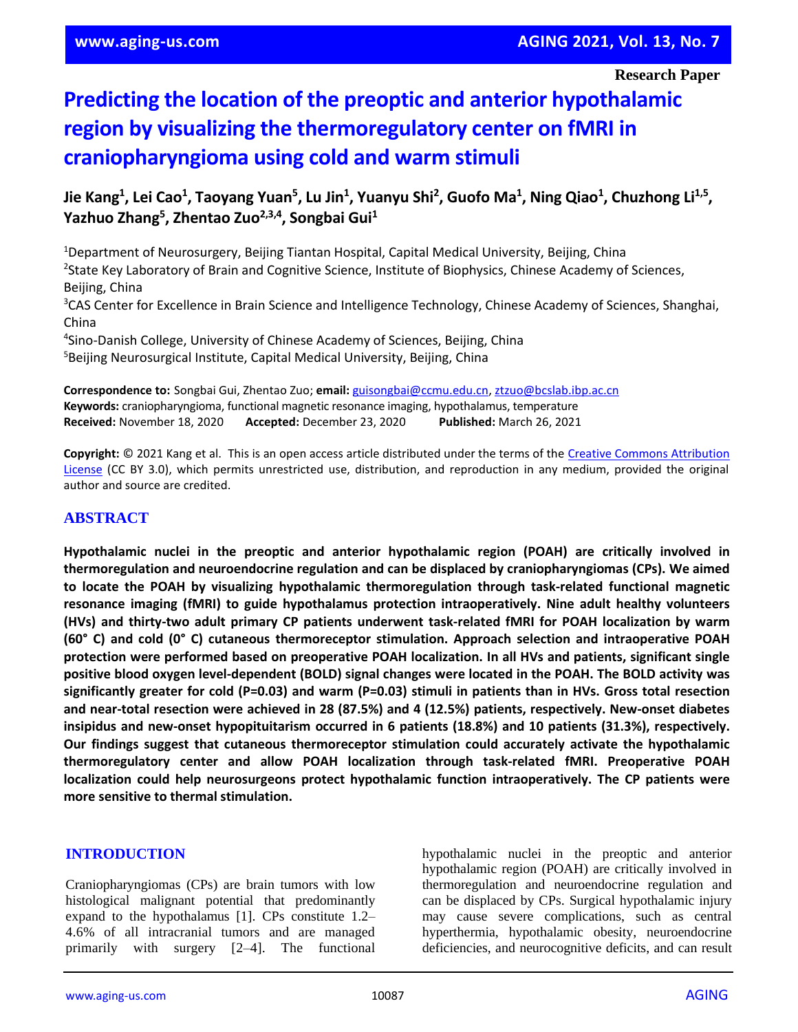Research Paper

# Predicting the location of the preoptic and anterior hypothalamic region by visualizing the thermoregulatory center on fMRI in craniopharyngioma using cold and warm stimuli

**Jie Kang[1], Lei Cao[1], Taoyang Yuan[5], Lu Jin[1], Yuanyu Shi[2], Guofo Ma[1], Ning Qiao[1], Chuzhong Li[1,5], Yazhuo Zhang[5], Zhentao Zuo[2,3,4], Songbai Gui[1]**

[1]Department of Neurosurgery, Beijing Tiantan Hospital, Capital Medical University, Beijing, China
[2]State Key Laboratory of Brain and Cognitive Science, Institute of Biophysics, Chinese Academy of Sciences, Beijing, China
[3]CAS Center for Excellence in Brain Science and Intelligence Technology, Chinese Academy of Sciences, Shanghai, China
[4]Sino-Danish College, University of Chinese Academy of Sciences, Beijing, China
[5]Beijing Neurosurgical Institute, Capital Medical University, Beijing, China

**Correspondence to:** Songbai Gui, Zhentao Zuo; **email:** guisongbai@ccmu.edu.cn, ztzuo@bcslab.ibp.ac.cn
**Keywords:** craniopharyngioma, functional magnetic resonance imaging, hypothalamus, temperature
**Received:** November 18, 2020 **Accepted:** December 23, 2020 **Published:** March 26, 2021

**Copyright:** © 2021 Kang et al. This is an open access article distributed under the terms of the Creative Commons Attribution License (CC BY 3.0), which permits unrestricted use, distribution, and reproduction in any medium, provided the original author and source are credited.

## ABSTRACT

**Hypothalamic nuclei in the preoptic and anterior hypothalamic region (POAH) are critically involved in thermoregulation and neuroendocrine regulation and can be displaced by craniopharyngiomas (CPs). We aimed to locate the POAH by visualizing hypothalamic thermoregulation through task-related functional magnetic resonance imaging (fMRI) to guide hypothalamus protection intraoperatively. Nine adult healthy volunteers (HVs) and thirty-two adult primary CP patients underwent task-related fMRI for POAH localization by warm (60° C) and cold (0° C) cutaneous thermoreceptor stimulation. Approach selection and intraoperative POAH protection were performed based on preoperative POAH localization. In all HVs and patients, significant single positive blood oxygen level-dependent (BOLD) signal changes were located in the POAH. The BOLD activity was significantly greater for cold (P=0.03) and warm (P=0.03) stimuli in patients than in HVs. Gross total resection and near-total resection were achieved in 28 (87.5%) and 4 (12.5%) patients, respectively. New-onset diabetes insipidus and new-onset hypopituitarism occurred in 6 patients (18.8%) and 10 patients (31.3%), respectively. Our findings suggest that cutaneous thermoreceptor stimulation could accurately activate the hypothalamic thermoregulatory center and allow POAH localization through task-related fMRI. Preoperative POAH localization could help neurosurgeons protect hypothalamic function intraoperatively. The CP patients were more sensitive to thermal stimulation.**

## INTRODUCTION

Craniopharyngiomas (CPs) are brain tumors with low histological malignant potential that predominantly expand to the hypothalamus [1]. CPs constitute 1.2–4.6% of all intracranial tumors and are managed primarily with surgery [2–4]. The functional hypothalamic nuclei in the preoptic and anterior hypothalamic region (POAH) are critically involved in thermoregulation and neuroendocrine regulation and can be displaced by CPs. Surgical hypothalamic injury may cause severe complications, such as central hyperthermia, hypothalamic obesity, neuroendocrine deficiencies, and neurocognitive deficits, and can result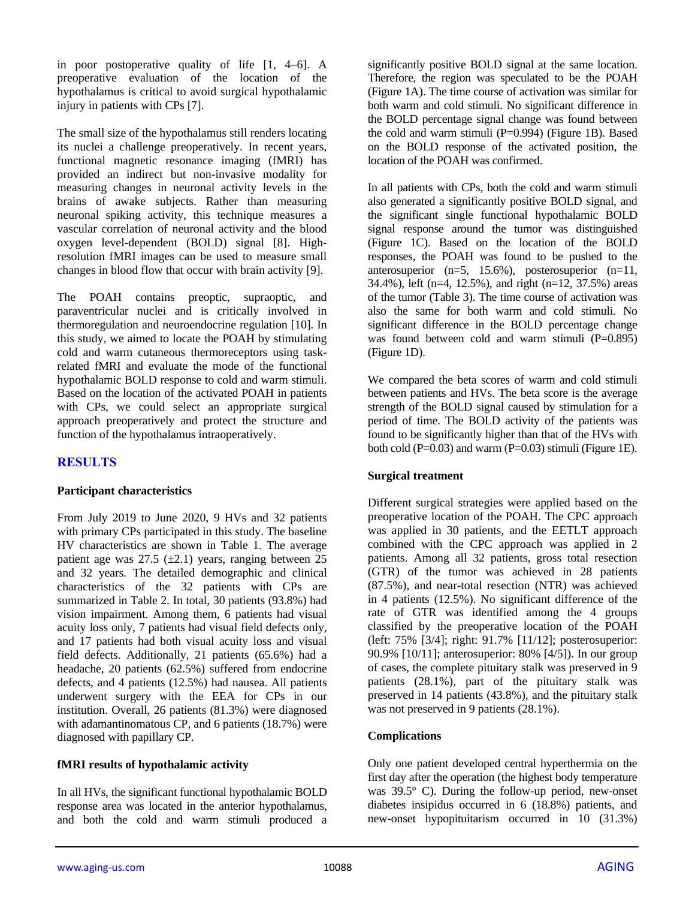in poor postoperative quality of life [1, 4–6]. A preoperative evaluation of the location of the hypothalamus is critical to avoid surgical hypothalamic injury in patients with CPs [7].

The small size of the hypothalamus still renders locating its nuclei a challenge preoperatively. In recent years, functional magnetic resonance imaging (fMRI) has provided an indirect but non-invasive modality for measuring changes in neuronal activity levels in the brains of awake subjects. Rather than measuring neuronal spiking activity, this technique measures a vascular correlation of neuronal activity and the blood oxygen level-dependent (BOLD) signal [8]. High-resolution fMRI images can be used to measure small changes in blood flow that occur with brain activity [9].

The POAH contains preoptic, supraoptic, and paraventricular nuclei and is critically involved in thermoregulation and neuroendocrine regulation [10]. In this study, we aimed to locate the POAH by stimulating cold and warm cutaneous thermoreceptors using task-related fMRI and evaluate the mode of the functional hypothalamic BOLD response to cold and warm stimuli. Based on the location of the activated POAH in patients with CPs, we could select an appropriate surgical approach preoperatively and protect the structure and function of the hypothalamus intraoperatively.

## RESULTS

### Participant characteristics

From July 2019 to June 2020, 9 HVs and 32 patients with primary CPs participated in this study. The baseline HV characteristics are shown in Table 1. The average patient age was 27.5 (±2.1) years, ranging between 25 and 32 years. The detailed demographic and clinical characteristics of the 32 patients with CPs are summarized in Table 2. In total, 30 patients (93.8%) had vision impairment. Among them, 6 patients had visual acuity loss only, 7 patients had visual field defects only, and 17 patients had both visual acuity loss and visual field defects. Additionally, 21 patients (65.6%) had a headache, 20 patients (62.5%) suffered from endocrine defects, and 4 patients (12.5%) had nausea. All patients underwent surgery with the EEA for CPs in our institution. Overall, 26 patients (81.3%) were diagnosed with adamantinomatous CP, and 6 patients (18.7%) were diagnosed with papillary CP.

### fMRI results of hypothalamic activity

In all HVs, the significant functional hypothalamic BOLD response area was located in the anterior hypothalamus, and both the cold and warm stimuli produced a significantly positive BOLD signal at the same location. Therefore, the region was speculated to be the POAH (Figure 1A). The time course of activation was similar for both warm and cold stimuli. No significant difference in the BOLD percentage signal change was found between the cold and warm stimuli (P=0.994) (Figure 1B). Based on the BOLD response of the activated position, the location of the POAH was confirmed.

In all patients with CPs, both the cold and warm stimuli also generated a significantly positive BOLD signal, and the significant single functional hypothalamic BOLD signal response around the tumor was distinguished (Figure 1C). Based on the location of the BOLD responses, the POAH was found to be pushed to the anterosuperior (n=5, 15.6%), posterosuperior (n=11, 34.4%), left (n=4, 12.5%), and right (n=12, 37.5%) areas of the tumor (Table 3). The time course of activation was also the same for both warm and cold stimuli. No significant difference in the BOLD percentage change was found between cold and warm stimuli (P=0.895) (Figure 1D).

We compared the beta scores of warm and cold stimuli between patients and HVs. The beta score is the average strength of the BOLD signal caused by stimulation for a period of time. The BOLD activity of the patients was found to be significantly higher than that of the HVs with both cold (P=0.03) and warm (P=0.03) stimuli (Figure 1E).

### Surgical treatment

Different surgical strategies were applied based on the preoperative location of the POAH. The CPC approach was applied in 30 patients, and the EETLT approach combined with the CPC approach was applied in 2 patients. Among all 32 patients, gross total resection (GTR) of the tumor was achieved in 28 patients (87.5%), and near-total resection (NTR) was achieved in 4 patients (12.5%). No significant difference of the rate of GTR was identified among the 4 groups classified by the preoperative location of the POAH (left: 75% [3/4]; right: 91.7% [11/12]; posterosuperior: 90.9% [10/11]; anterosuperior: 80% [4/5]). In our group of cases, the complete pituitary stalk was preserved in 9 patients (28.1%), part of the pituitary stalk was preserved in 14 patients (43.8%), and the pituitary stalk was not preserved in 9 patients (28.1%).

### Complications

Only one patient developed central hyperthermia on the first day after the operation (the highest body temperature was 39.5° C). During the follow-up period, new-onset diabetes insipidus occurred in 6 (18.8%) patients, and new-onset hypopituitarism occurred in 10 (31.3%)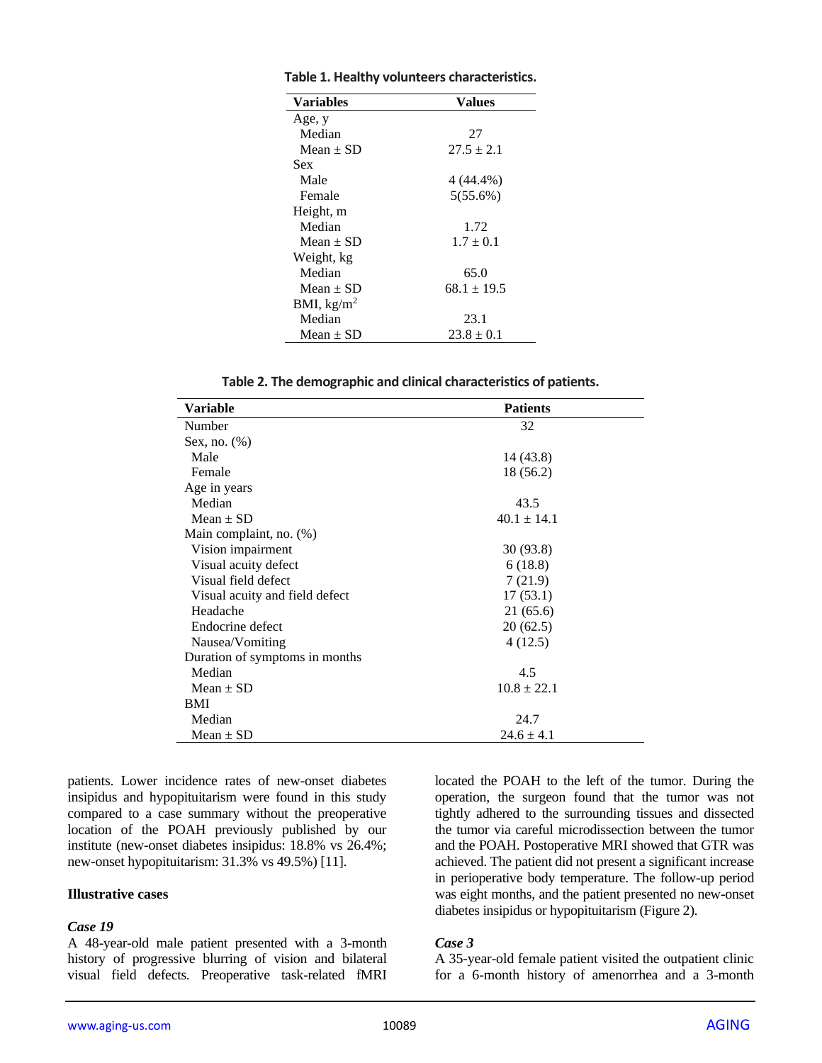**Table 1. Healthy volunteers characteristics.**

| Variables | Values |
|---|---|
| Age, y | |
| Median | 27 |
| Mean ± SD | 27.5 ± 2.1 |
| Sex | |
| Male | 4 (44.4%) |
| Female | 5(55.6%) |
| Height, m | |
| Median | 1.72 |
| Mean ± SD | 1.7 ± 0.1 |
| Weight, kg | |
| Median | 65.0 |
| Mean ± SD | 68.1 ± 19.5 |
| BMI, kg/m$^2$ | |
| Median | 23.1 |
| Mean ± SD | 23.8 ± 0.1 |

**Table 2. The demographic and clinical characteristics of patients.**

| Variable | Patients |
|---|---|
| Number | 32 |
| Sex, no. (%) | |
| Male | 14 (43.8) |
| Female | 18 (56.2) |
| Age in years | |
| Median | 43.5 |
| Mean ± SD | 40.1 ± 14.1 |
| Main complaint, no. (%) | |
| Vision impairment | 30 (93.8) |
| Visual acuity defect | 6 (18.8) |
| Visual field defect | 7 (21.9) |
| Visual acuity and field defect | 17 (53.1) |
| Headache | 21 (65.6) |
| Endocrine defect | 20 (62.5) |
| Nausea/Vomiting | 4 (12.5) |
| Duration of symptoms in months | |
| Median | 4.5 |
| Mean ± SD | 10.8 ± 22.1 |
| BMI | |
| Median | 24.7 |
| Mean ± SD | 24.6 ± 4.1 |

patients. Lower incidence rates of new-onset diabetes insipidus and hypopituitarism were found in this study compared to a case summary without the preoperative location of the POAH previously published by our institute (new-onset diabetes insipidus: 18.8% vs 26.4%; new-onset hypopituitarism: 31.3% vs 49.5%) [11].

**Illustrative cases**

***Case 19***

A 48-year-old male patient presented with a 3-month history of progressive blurring of vision and bilateral visual field defects. Preoperative task-related fMRI located the POAH to the left of the tumor. During the operation, the surgeon found that the tumor was not tightly adhered to the surrounding tissues and dissected the tumor via careful microdissection between the tumor and the POAH. Postoperative MRI showed that GTR was achieved. The patient did not present a significant increase in perioperative body temperature. The follow-up period was eight months, and the patient presented no new-onset diabetes insipidus or hypopituitarism (Figure 2).

***Case 3***

A 35-year-old female patient visited the outpatient clinic for a 6-month history of amenorrhea and a 3-month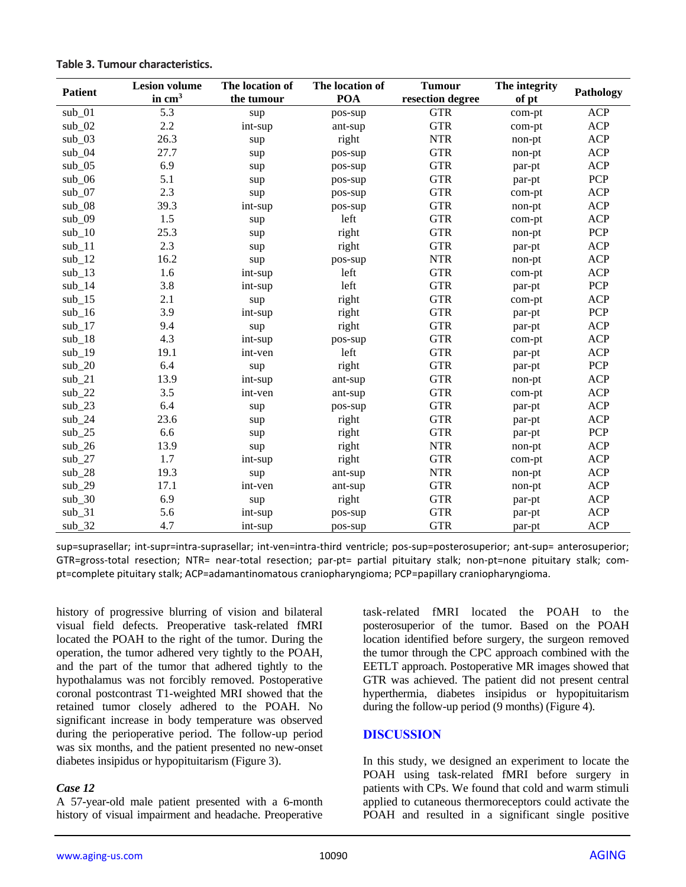**Table 3. Tumour characteristics.**

| Patient | Lesion volume in $cm^3$ | The location of the tumour | The location of POA | Tumour resection degree | The integrity of pt | Pathology |
|---|---|---|---|---|---|---|
| sub_01 | 5.3 | sup | pos-sup | GTR | com-pt | ACP |
| sub_02 | 2.2 | int-sup | ant-sup | GTR | com-pt | ACP |
| sub_03 | 26.3 | sup | right | NTR | non-pt | ACP |
| sub_04 | 27.7 | sup | pos-sup | GTR | non-pt | ACP |
| sub_05 | 6.9 | sup | pos-sup | GTR | par-pt | ACP |
| sub_06 | 5.1 | sup | pos-sup | GTR | par-pt | PCP |
| sub_07 | 2.3 | sup | pos-sup | GTR | com-pt | ACP |
| sub_08 | 39.3 | int-sup | pos-sup | GTR | non-pt | ACP |
| sub_09 | 1.5 | sup | left | GTR | com-pt | ACP |
| sub_10 | 25.3 | sup | right | GTR | non-pt | PCP |
| sub_11 | 2.3 | sup | right | GTR | par-pt | ACP |
| sub_12 | 16.2 | sup | pos-sup | NTR | non-pt | ACP |
| sub_13 | 1.6 | int-sup | left | GTR | com-pt | ACP |
| sub_14 | 3.8 | int-sup | left | GTR | par-pt | PCP |
| sub_15 | 2.1 | sup | right | GTR | com-pt | ACP |
| sub_16 | 3.9 | int-sup | right | GTR | par-pt | PCP |
| sub_17 | 9.4 | sup | right | GTR | par-pt | ACP |
| sub_18 | 4.3 | int-sup | pos-sup | GTR | com-pt | ACP |
| sub_19 | 19.1 | int-ven | left | GTR | par-pt | ACP |
| sub_20 | 6.4 | sup | right | GTR | par-pt | PCP |
| sub_21 | 13.9 | int-sup | ant-sup | GTR | non-pt | ACP |
| sub_22 | 3.5 | int-ven | ant-sup | GTR | com-pt | ACP |
| sub_23 | 6.4 | sup | pos-sup | GTR | par-pt | ACP |
| sub_24 | 23.6 | sup | right | GTR | par-pt | ACP |
| sub_25 | 6.6 | sup | right | GTR | par-pt | PCP |
| sub_26 | 13.9 | sup | right | NTR | non-pt | ACP |
| sub_27 | 1.7 | int-sup | right | GTR | com-pt | ACP |
| sub_28 | 19.3 | sup | ant-sup | NTR | non-pt | ACP |
| sub_29 | 17.1 | int-ven | ant-sup | GTR | non-pt | ACP |
| sub_30 | 6.9 | sup | right | GTR | par-pt | ACP |
| sub_31 | 5.6 | int-sup | pos-sup | GTR | par-pt | ACP |
| sub_32 | 4.7 | int-sup | pos-sup | GTR | par-pt | ACP |

sup=suprasellar; int-supr=intra-suprasellar; int-ven=intra-third ventricle; pos-sup=posterosuperior; ant-sup= anterosuperior; GTR=gross-total resection; NTR= near-total resection; par-pt= partial pituitary stalk; non-pt=none pituitary stalk; com-pt=complete pituitary stalk; ACP=adamantinomatous craniopharyngioma; PCP=papillary craniopharyngioma.

history of progressive blurring of vision and bilateral visual field defects. Preoperative task-related fMRI located the POAH to the right of the tumor. During the operation, the tumor adhered very tightly to the POAH, and the part of the tumor that adhered tightly to the hypothalamus was not forcibly removed. Postoperative coronal postcontrast T1-weighted MRI showed that the retained tumor closely adhered to the POAH. No significant increase in body temperature was observed during the perioperative period. The follow-up period was six months, and the patient presented no new-onset diabetes insipidus or hypopituitarism (Figure 3).

*Case 12*

A 57-year-old male patient presented with a 6-month history of visual impairment and headache. Preoperative task-related fMRI located the POAH to the posterosuperior of the tumor. Based on the POAH location identified before surgery, the surgeon removed the tumor through the CPC approach combined with the EETLT approach. Postoperative MR images showed that GTR was achieved. The patient did not present central hyperthermia, diabetes insipidus or hypopituitarism during the follow-up period (9 months) (Figure 4).

## DISCUSSION

In this study, we designed an experiment to locate the POAH using task-related fMRI before surgery in patients with CPs. We found that cold and warm stimuli applied to cutaneous thermoreceptors could activate the POAH and resulted in a significant single positive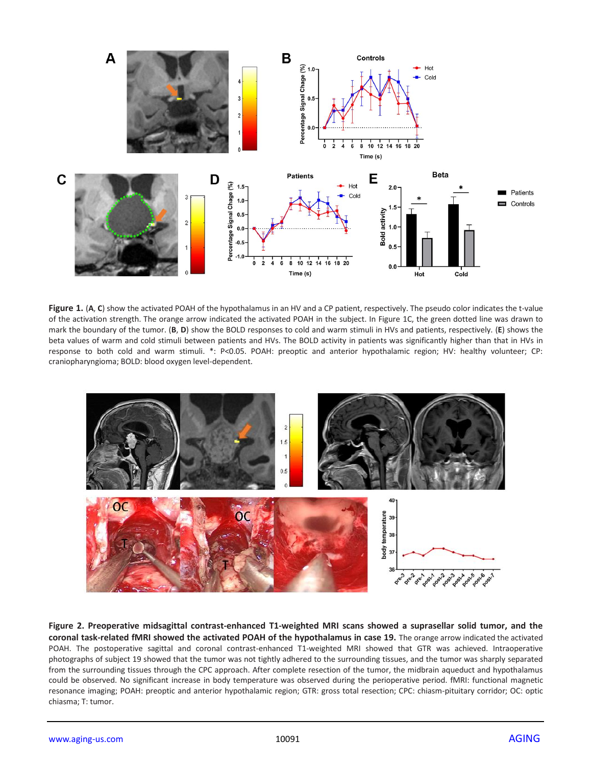**Figure 1.** (**A**, **C**) show the activated POAH of the hypothalamus in an HV and a CP patient, respectively. The pseudo color indicates the t-value of the activation strength. The orange arrow indicated the activated POAH in the subject. In Figure 1C, the green dotted line was drawn to mark the boundary of the tumor. (**B**, **D**) show the BOLD responses to cold and warm stimuli in HVs and patients, respectively. (**E**) shows the beta values of warm and cold stimuli between patients and HVs. The BOLD activity in patients was significantly higher than that in HVs in response to both cold and warm stimuli. *: P<0.05. POAH: preoptic and anterior hypothalamic region; HV: healthy volunteer; CP: craniopharyngioma; BOLD: blood oxygen level-dependent.

**Figure 2. Preoperative midsagittal contrast-enhanced T1-weighted MRI scans showed a suprasellar solid tumor, and the coronal task-related fMRI showed the activated POAH of the hypothalamus in case 19.** The orange arrow indicated the activated POAH. The postoperative sagittal and coronal contrast-enhanced T1-weighted MRI showed that GTR was achieved. Intraoperative photographs of subject 19 showed that the tumor was not tightly adhered to the surrounding tissues, and the tumor was sharply separated from the surrounding tissues through the CPC approach. After complete resection of the tumor, the midbrain aqueduct and hypothalamus could be observed. No significant increase in body temperature was observed during the perioperative period. fMRI: functional magnetic resonance imaging; POAH: preoptic and anterior hypothalamic region; GTR: gross total resection; CPC: chiasm-pituitary corridor; OC: optic chiasma; T: tumor.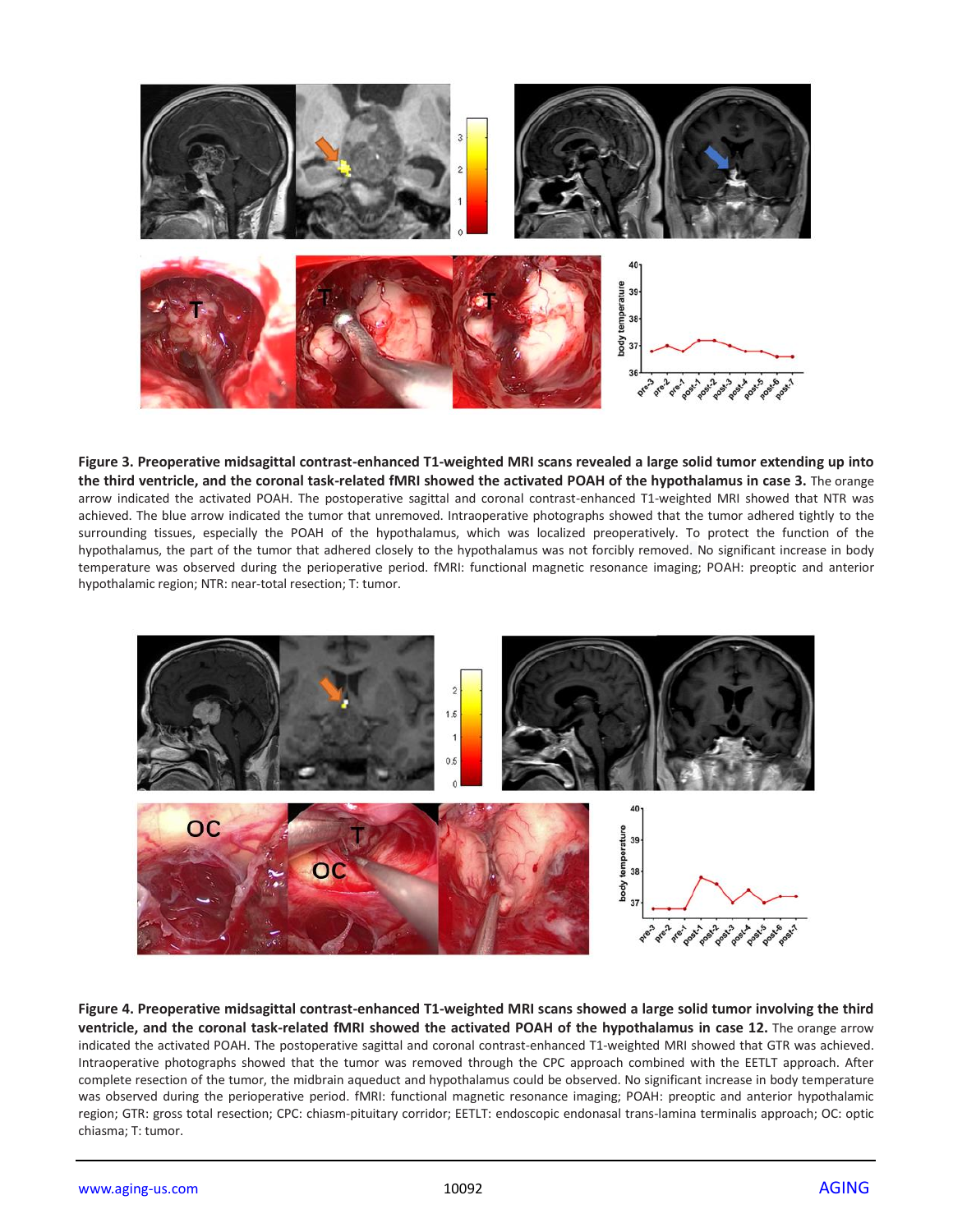**Figure 3. Preoperative midsagittal contrast-enhanced T1-weighted MRI scans revealed a large solid tumor extending up into the third ventricle, and the coronal task-related fMRI showed the activated POAH of the hypothalamus in case 3.** The orange arrow indicated the activated POAH. The postoperative sagittal and coronal contrast-enhanced T1-weighted MRI showed that NTR was achieved. The blue arrow indicated the tumor that unremoved. Intraoperative photographs showed that the tumor adhered tightly to the surrounding tissues, especially the POAH of the hypothalamus, which was localized preoperatively. To protect the function of the hypothalamus, the part of the tumor that adhered closely to the hypothalamus was not forcibly removed. No significant increase in body temperature was observed during the perioperative period. fMRI: functional magnetic resonance imaging; POAH: preoptic and anterior hypothalamic region; NTR: near-total resection; T: tumor.

**Figure 4. Preoperative midsagittal contrast-enhanced T1-weighted MRI scans showed a large solid tumor involving the third ventricle, and the coronal task-related fMRI showed the activated POAH of the hypothalamus in case 12.** The orange arrow indicated the activated POAH. The postoperative sagittal and coronal contrast-enhanced T1-weighted MRI showed that GTR was achieved. Intraoperative photographs showed that the tumor was removed through the CPC approach combined with the EETLT approach. After complete resection of the tumor, the midbrain aqueduct and hypothalamus could be observed. No significant increase in body temperature was observed during the perioperative period. fMRI: functional magnetic resonance imaging; POAH: preoptic and anterior hypothalamic region; GTR: gross total resection; CPC: chiasm-pituitary corridor; EETLT: endoscopic endonasal trans-lamina terminalis approach; OC: optic chiasma; T: tumor.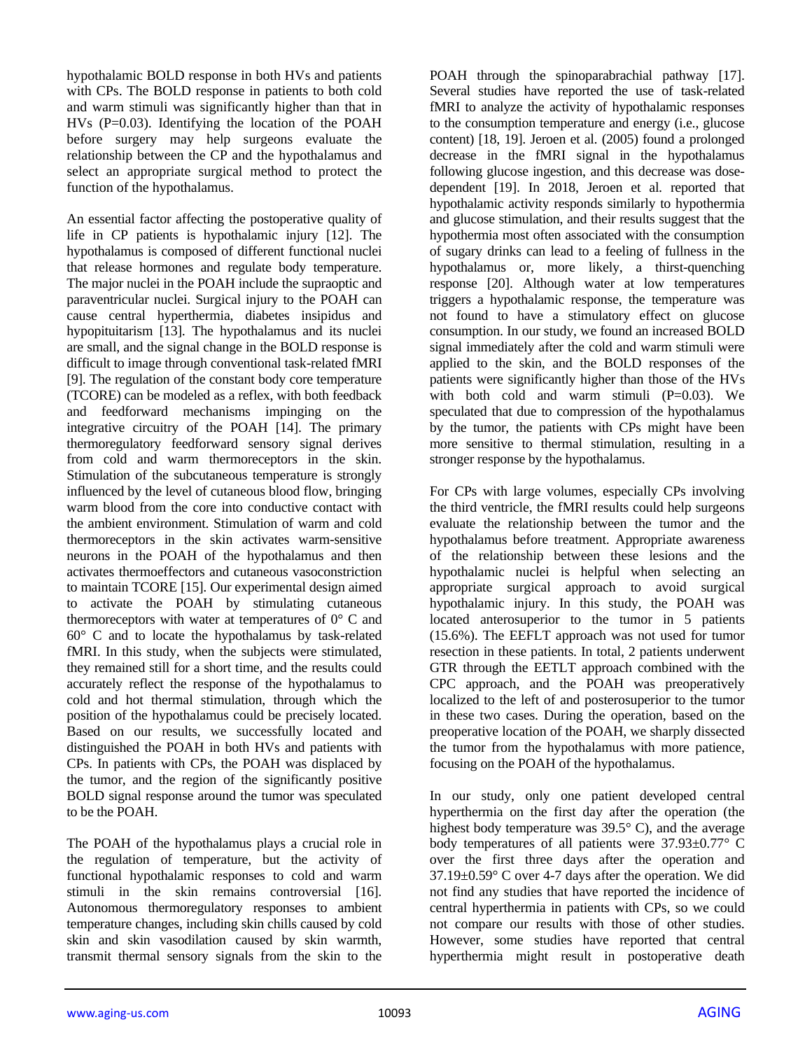hypothalamic BOLD response in both HVs and patients with CPs. The BOLD response in patients to both cold and warm stimuli was significantly higher than that in HVs (P=0.03). Identifying the location of the POAH before surgery may help surgeons evaluate the relationship between the CP and the hypothalamus and select an appropriate surgical method to protect the function of the hypothalamus.

An essential factor affecting the postoperative quality of life in CP patients is hypothalamic injury [12]. The hypothalamus is composed of different functional nuclei that release hormones and regulate body temperature. The major nuclei in the POAH include the supraoptic and paraventricular nuclei. Surgical injury to the POAH can cause central hyperthermia, diabetes insipidus and hypopituitarism [13]. The hypothalamus and its nuclei are small, and the signal change in the BOLD response is difficult to image through conventional task-related fMRI [9]. The regulation of the constant body core temperature (TCORE) can be modeled as a reflex, with both feedback and feedforward mechanisms impinging on the integrative circuitry of the POAH [14]. The primary thermoregulatory feedforward sensory signal derives from cold and warm thermoreceptors in the skin. Stimulation of the subcutaneous temperature is strongly influenced by the level of cutaneous blood flow, bringing warm blood from the core into conductive contact with the ambient environment. Stimulation of warm and cold thermoreceptors in the skin activates warm-sensitive neurons in the POAH of the hypothalamus and then activates thermoeffectors and cutaneous vasoconstriction to maintain TCORE [15]. Our experimental design aimed to activate the POAH by stimulating cutaneous thermoreceptors with water at temperatures of 0° C and 60° C and to locate the hypothalamus by task-related fMRI. In this study, when the subjects were stimulated, they remained still for a short time, and the results could accurately reflect the response of the hypothalamus to cold and hot thermal stimulation, through which the position of the hypothalamus could be precisely located. Based on our results, we successfully located and distinguished the POAH in both HVs and patients with CPs. In patients with CPs, the POAH was displaced by the tumor, and the region of the significantly positive BOLD signal response around the tumor was speculated to be the POAH.

The POAH of the hypothalamus plays a crucial role in the regulation of temperature, but the activity of functional hypothalamic responses to cold and warm stimuli in the skin remains controversial [16]. Autonomous thermoregulatory responses to ambient temperature changes, including skin chills caused by cold skin and skin vasodilation caused by skin warmth, transmit thermal sensory signals from the skin to the POAH through the spinoparabrachial pathway [17]. Several studies have reported the use of task-related fMRI to analyze the activity of hypothalamic responses to the consumption temperature and energy (i.e., glucose content) [18, 19]. Jeroen et al. (2005) found a prolonged decrease in the fMRI signal in the hypothalamus following glucose ingestion, and this decrease was dose-dependent [19]. In 2018, Jeroen et al. reported that hypothalamic activity responds similarly to hypothermia and glucose stimulation, and their results suggest that the hypothermia most often associated with the consumption of sugary drinks can lead to a feeling of fullness in the hypothalamus or, more likely, a thirst-quenching response [20]. Although water at low temperatures triggers a hypothalamic response, the temperature was not found to have a stimulatory effect on glucose consumption. In our study, we found an increased BOLD signal immediately after the cold and warm stimuli were applied to the skin, and the BOLD responses of the patients were significantly higher than those of the HVs with both cold and warm stimuli (P=0.03). We speculated that due to compression of the hypothalamus by the tumor, the patients with CPs might have been more sensitive to thermal stimulation, resulting in a stronger response by the hypothalamus.

For CPs with large volumes, especially CPs involving the third ventricle, the fMRI results could help surgeons evaluate the relationship between the tumor and the hypothalamus before treatment. Appropriate awareness of the relationship between these lesions and the hypothalamic nuclei is helpful when selecting an appropriate surgical approach to avoid surgical hypothalamic injury. In this study, the POAH was located anterosuperior to the tumor in 5 patients (15.6%). The EEFLT approach was not used for tumor resection in these patients. In total, 2 patients underwent GTR through the EETLT approach combined with the CPC approach, and the POAH was preoperatively localized to the left of and posterosuperior to the tumor in these two cases. During the operation, based on the preoperative location of the POAH, we sharply dissected the tumor from the hypothalamus with more patience, focusing on the POAH of the hypothalamus.

In our study, only one patient developed central hyperthermia on the first day after the operation (the highest body temperature was 39.5° C), and the average body temperatures of all patients were 37.93±0.77° C over the first three days after the operation and 37.19±0.59° C over 4-7 days after the operation. We did not find any studies that have reported the incidence of central hyperthermia in patients with CPs, so we could not compare our results with those of other studies. However, some studies have reported that central hyperthermia might result in postoperative death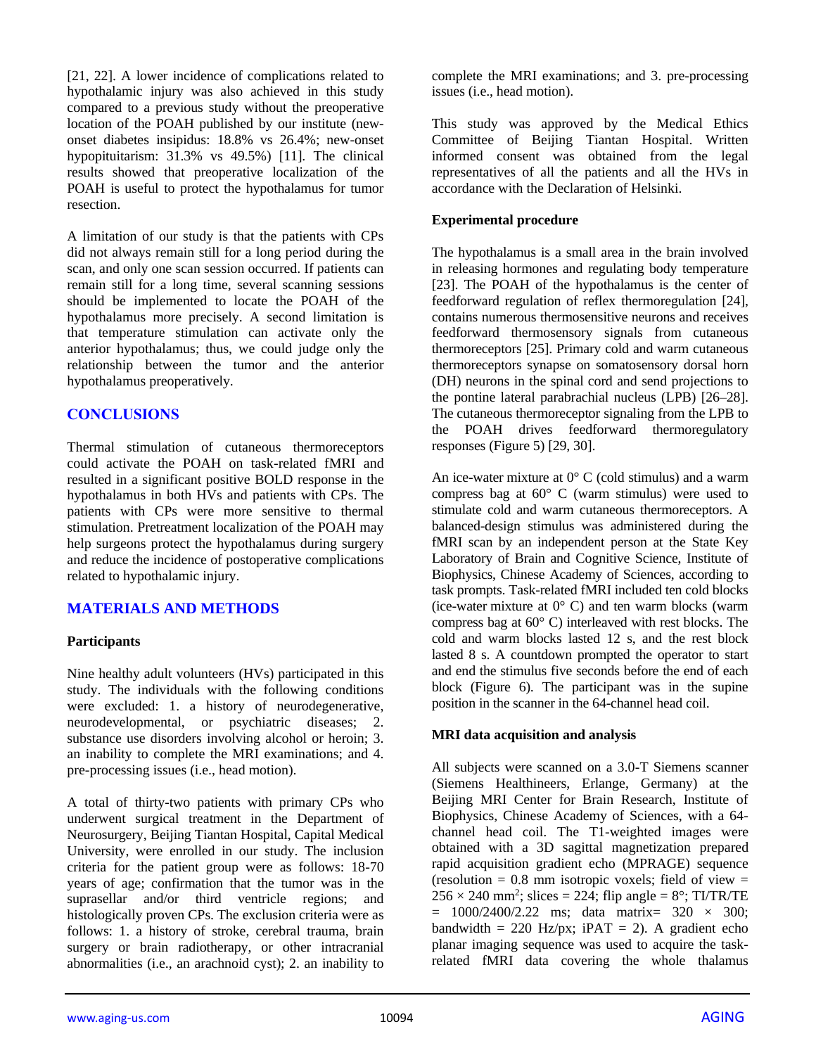[21, 22]. A lower incidence of complications related to hypothalamic injury was also achieved in this study compared to a previous study without the preoperative location of the POAH published by our institute (new-onset diabetes insipidus: 18.8% vs 26.4%; new-onset hypopituitarism: 31.3% vs 49.5%) [11]. The clinical results showed that preoperative localization of the POAH is useful to protect the hypothalamus for tumor resection.

A limitation of our study is that the patients with CPs did not always remain still for a long period during the scan, and only one scan session occurred. If patients can remain still for a long time, several scanning sessions should be implemented to locate the POAH of the hypothalamus more precisely. A second limitation is that temperature stimulation can activate only the anterior hypothalamus; thus, we could judge only the relationship between the tumor and the anterior hypothalamus preoperatively.

## CONCLUSIONS

Thermal stimulation of cutaneous thermoreceptors could activate the POAH on task-related fMRI and resulted in a significant positive BOLD response in the hypothalamus in both HVs and patients with CPs. The patients with CPs were more sensitive to thermal stimulation. Pretreatment localization of the POAH may help surgeons protect the hypothalamus during surgery and reduce the incidence of postoperative complications related to hypothalamic injury.

## MATERIALS AND METHODS

### Participants

Nine healthy adult volunteers (HVs) participated in this study. The individuals with the following conditions were excluded: 1. a history of neurodegenerative, neurodevelopmental, or psychiatric diseases; 2. substance use disorders involving alcohol or heroin; 3. an inability to complete the MRI examinations; and 4. pre-processing issues (i.e., head motion).

A total of thirty-two patients with primary CPs who underwent surgical treatment in the Department of Neurosurgery, Beijing Tiantan Hospital, Capital Medical University, were enrolled in our study. The inclusion criteria for the patient group were as follows: 18-70 years of age; confirmation that the tumor was in the suprasellar and/or third ventricle regions; and histologically proven CPs. The exclusion criteria were as follows: 1. a history of stroke, cerebral trauma, brain surgery or brain radiotherapy, or other intracranial abnormalities (i.e., an arachnoid cyst); 2. an inability to complete the MRI examinations; and 3. pre-processing issues (i.e., head motion).

This study was approved by the Medical Ethics Committee of Beijing Tiantan Hospital. Written informed consent was obtained from the legal representatives of all the patients and all the HVs in accordance with the Declaration of Helsinki.

### Experimental procedure

The hypothalamus is a small area in the brain involved in releasing hormones and regulating body temperature [23]. The POAH of the hypothalamus is the center of feedforward regulation of reflex thermoregulation [24], contains numerous thermosensitive neurons and receives feedforward thermosensory signals from cutaneous thermoreceptors [25]. Primary cold and warm cutaneous thermoreceptors synapse on somatosensory dorsal horn (DH) neurons in the spinal cord and send projections to the pontine lateral parabrachial nucleus (LPB) [26–28]. The cutaneous thermoreceptor signaling from the LPB to the POAH drives feedforward thermoregulatory responses (Figure 5) [29, 30].

An ice-water mixture at 0° C (cold stimulus) and a warm compress bag at 60° C (warm stimulus) were used to stimulate cold and warm cutaneous thermoreceptors. A balanced-design stimulus was administered during the fMRI scan by an independent person at the State Key Laboratory of Brain and Cognitive Science, Institute of Biophysics, Chinese Academy of Sciences, according to task prompts. Task-related fMRI included ten cold blocks (ice-water mixture at 0° C) and ten warm blocks (warm compress bag at 60° C) interleaved with rest blocks. The cold and warm blocks lasted 12 s, and the rest block lasted 8 s. A countdown prompted the operator to start and end the stimulus five seconds before the end of each block (Figure 6). The participant was in the supine position in the scanner in the 64-channel head coil.

### MRI data acquisition and analysis

All subjects were scanned on a 3.0-T Siemens scanner (Siemens Healthineers, Erlange, Germany) at the Beijing MRI Center for Brain Research, Institute of Biophysics, Chinese Academy of Sciences, with a 64-channel head coil. The T1-weighted images were obtained with a 3D sagittal magnetization prepared rapid acquisition gradient echo (MPRAGE) sequence (resolution = 0.8 mm isotropic voxels; field of view = $256 \times 240$ mm$^2$; slices = 224; flip angle = 8°; TI/TR/TE = 1000/2400/2.22 ms; data matrix= $320 \times 300$; bandwidth = 220 Hz/px; iPAT = 2). A gradient echo planar imaging sequence was used to acquire the task-related fMRI data covering the whole thalamus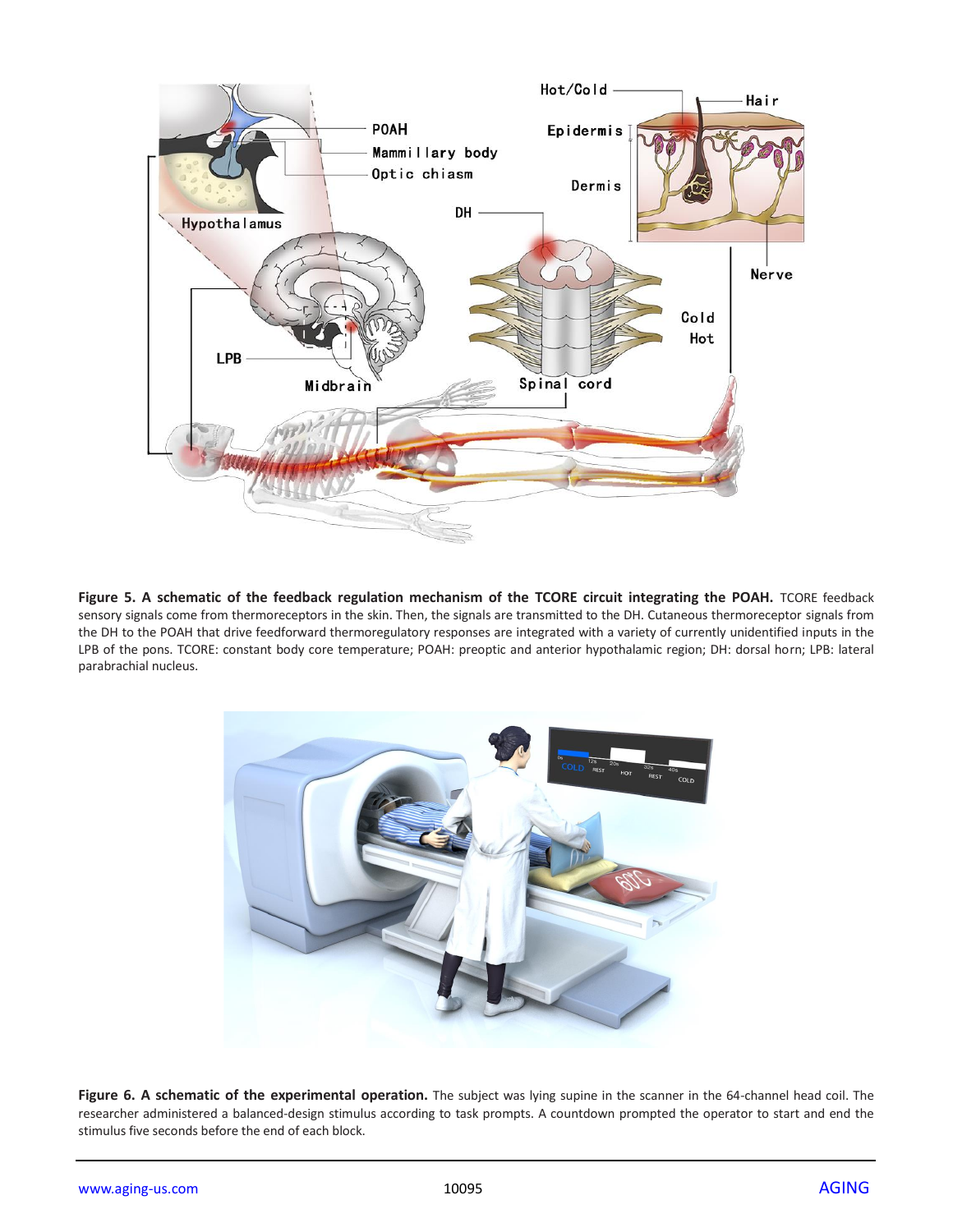**Figure 5. A schematic of the feedback regulation mechanism of the TCORE circuit integrating the POAH.** TCORE feedback sensory signals come from thermoreceptors in the skin. Then, the signals are transmitted to the DH. Cutaneous thermoreceptor signals from the DH to the POAH that drive feedforward thermoregulatory responses are integrated with a variety of currently unidentified inputs in the LPB of the pons. TCORE: constant body core temperature; POAH: preoptic and anterior hypothalamic region; DH: dorsal horn; LPB: lateral parabrachial nucleus.

**Figure 6. A schematic of the experimental operation.** The subject was lying supine in the scanner in the 64-channel head coil. The researcher administered a balanced-design stimulus according to task prompts. A countdown prompted the operator to start and end the stimulus five seconds before the end of each block.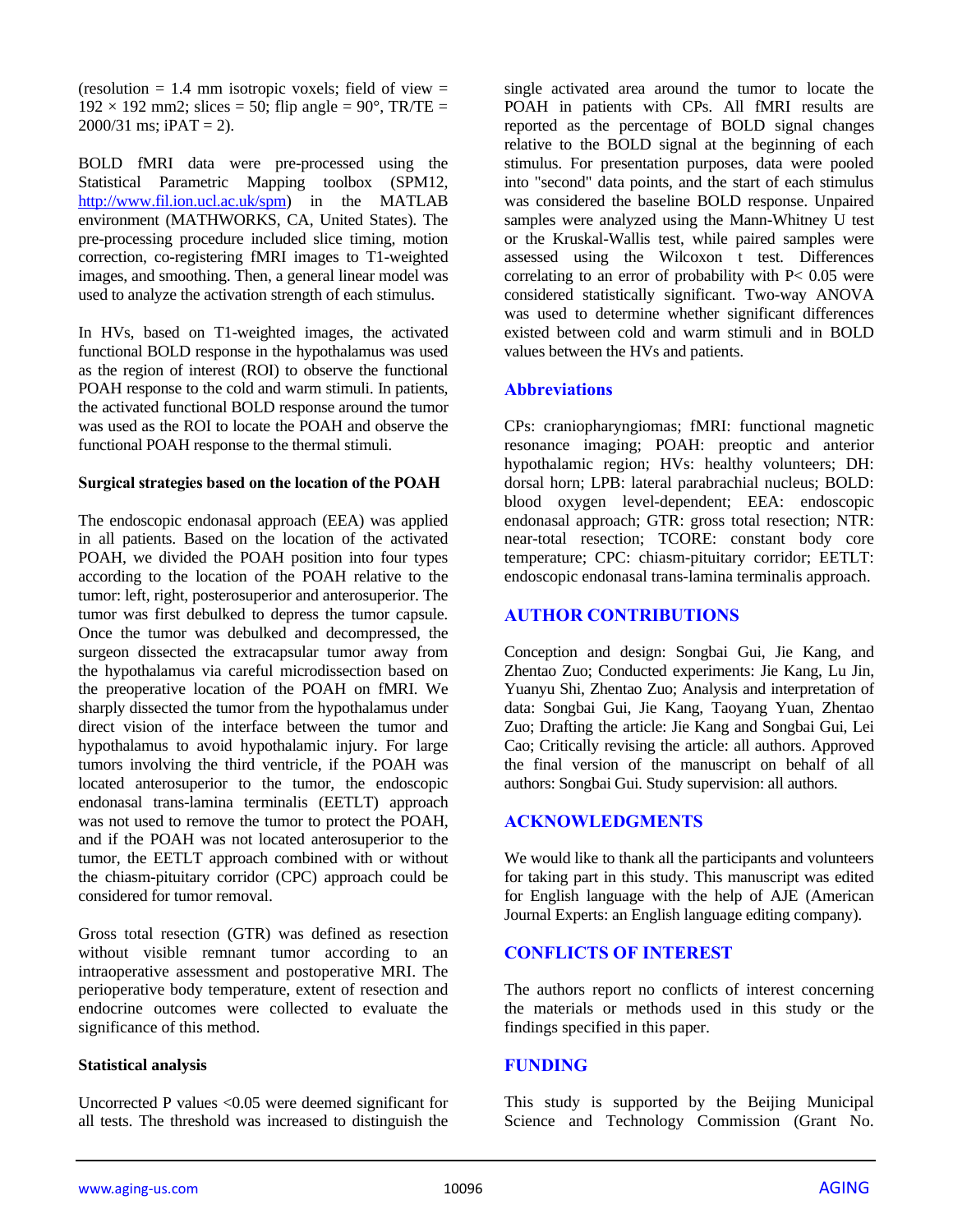(resolution = 1.4 mm isotropic voxels; field of view = 192 × 192 mm2; slices = 50; flip angle = 90°, TR/TE = 2000/31 ms; iPAT = 2).

BOLD fMRI data were pre-processed using the Statistical Parametric Mapping toolbox (SPM12, http://www.fil.ion.ucl.ac.uk/spm) in the MATLAB environment (MATHWORKS, CA, United States). The pre-processing procedure included slice timing, motion correction, co-registering fMRI images to T1-weighted images, and smoothing. Then, a general linear model was used to analyze the activation strength of each stimulus.

In HVs, based on T1-weighted images, the activated functional BOLD response in the hypothalamus was used as the region of interest (ROI) to observe the functional POAH response to the cold and warm stimuli. In patients, the activated functional BOLD response around the tumor was used as the ROI to locate the POAH and observe the functional POAH response to the thermal stimuli.

### Surgical strategies based on the location of the POAH

The endoscopic endonasal approach (EEA) was applied in all patients. Based on the location of the activated POAH, we divided the POAH position into four types according to the location of the POAH relative to the tumor: left, right, posterosuperior and anterosuperior. The tumor was first debulked to depress the tumor capsule. Once the tumor was debulked and decompressed, the surgeon dissected the extracapsular tumor away from the hypothalamus via careful microdissection based on the preoperative location of the POAH on fMRI. We sharply dissected the tumor from the hypothalamus under direct vision of the interface between the tumor and hypothalamus to avoid hypothalamic injury. For large tumors involving the third ventricle, if the POAH was located anterosuperior to the tumor, the endoscopic endonasal trans-lamina terminalis (EETLT) approach was not used to remove the tumor to protect the POAH, and if the POAH was not located anterosuperior to the tumor, the EETLT approach combined with or without the chiasm-pituitary corridor (CPC) approach could be considered for tumor removal.

Gross total resection (GTR) was defined as resection without visible remnant tumor according to an intraoperative assessment and postoperative MRI. The perioperative body temperature, extent of resection and endocrine outcomes were collected to evaluate the significance of this method.

### Statistical analysis

Uncorrected P values <0.05 were deemed significant for all tests. The threshold was increased to distinguish the single activated area around the tumor to locate the POAH in patients with CPs. All fMRI results are reported as the percentage of BOLD signal changes relative to the BOLD signal at the beginning of each stimulus. For presentation purposes, data were pooled into "second" data points, and the start of each stimulus was considered the baseline BOLD response. Unpaired samples were analyzed using the Mann-Whitney U test or the Kruskal-Wallis test, while paired samples were assessed using the Wilcoxon t test. Differences correlating to an error of probability with $P < 0.05$ were considered statistically significant. Two-way ANOVA was used to determine whether significant differences existed between cold and warm stimuli and in BOLD values between the HVs and patients.

## Abbreviations

CPs: craniopharyngiomas; fMRI: functional magnetic resonance imaging; POAH: preoptic and anterior hypothalamic region; HVs: healthy volunteers; DH: dorsal horn; LPB: lateral parabrachial nucleus; BOLD: blood oxygen level-dependent; EEA: endoscopic endonasal approach; GTR: gross total resection; NTR: near-total resection; TCORE: constant body core temperature; CPC: chiasm-pituitary corridor; EETLT: endoscopic endonasal trans-lamina terminalis approach.

## AUTHOR CONTRIBUTIONS

Conception and design: Songbai Gui, Jie Kang, and Zhentao Zuo; Conducted experiments: Jie Kang, Lu Jin, Yuanyu Shi, Zhentao Zuo; Analysis and interpretation of data: Songbai Gui, Jie Kang, Taoyang Yuan, Zhentao Zuo; Drafting the article: Jie Kang and Songbai Gui, Lei Cao; Critically revising the article: all authors. Approved the final version of the manuscript on behalf of all authors: Songbai Gui. Study supervision: all authors.

## ACKNOWLEDGMENTS

We would like to thank all the participants and volunteers for taking part in this study. This manuscript was edited for English language with the help of AJE (American Journal Experts: an English language editing company).

## CONFLICTS OF INTEREST

The authors report no conflicts of interest concerning the materials or methods used in this study or the findings specified in this paper.

## FUNDING

This study is supported by the Beijing Municipal Science and Technology Commission (Grant No.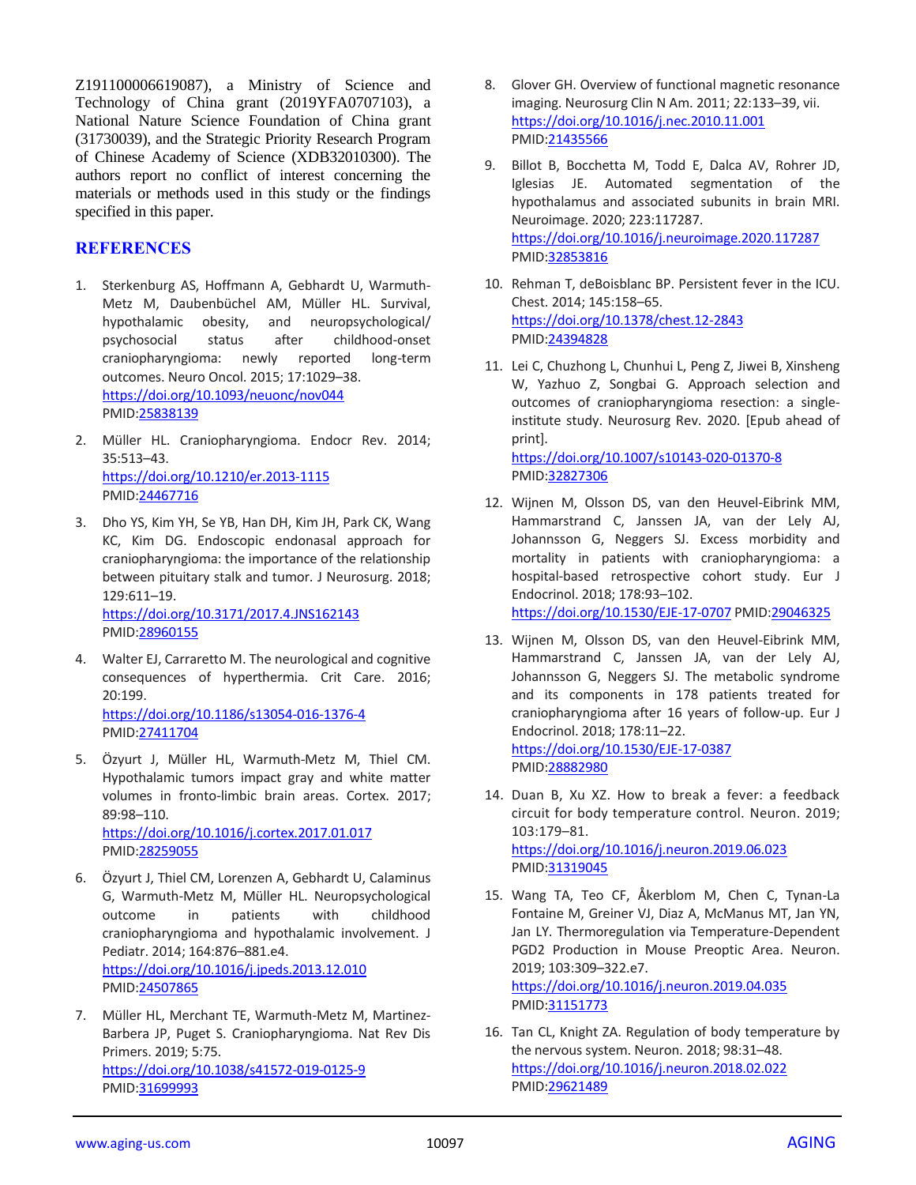Z191100006619087), a Ministry of Science and Technology of China grant (2019YFA0707103), a National Nature Science Foundation of China grant (31730039), and the Strategic Priority Research Program of Chinese Academy of Science (XDB32010300). The authors report no conflict of interest concerning the materials or methods used in this study or the findings specified in this paper.

## REFERENCES

1. Sterkenburg AS, Hoffmann A, Gebhardt U, Warmuth-Metz M, Daubenbüchel AM, Müller HL. Survival, hypothalamic obesity, and neuropsychological/ psychosocial status after childhood-onset craniopharyngioma: newly reported long-term outcomes. Neuro Oncol. 2015; 17:1029–38. https://doi.org/10.1093/neuonc/nov044 PMID:25838139

2. Müller HL. Craniopharyngioma. Endocr Rev. 2014; 35:513–43. https://doi.org/10.1210/er.2013-1115 PMID:24467716

3. Dho YS, Kim YH, Se YB, Han DH, Kim JH, Park CK, Wang KC, Kim DG. Endoscopic endonasal approach for craniopharyngioma: the importance of the relationship between pituitary stalk and tumor. J Neurosurg. 2018; 129:611–19. https://doi.org/10.3171/2017.4.JNS162143 PMID:28960155

4. Walter EJ, Carraretto M. The neurological and cognitive consequences of hyperthermia. Crit Care. 2016; 20:199. https://doi.org/10.1186/s13054-016-1376-4 PMID:27411704

5. Özyurt J, Müller HL, Warmuth-Metz M, Thiel CM. Hypothalamic tumors impact gray and white matter volumes in fronto-limbic brain areas. Cortex. 2017; 89:98–110. https://doi.org/10.1016/j.cortex.2017.01.017 PMID:28259055

6. Özyurt J, Thiel CM, Lorenzen A, Gebhardt U, Calaminus G, Warmuth-Metz M, Müller HL. Neuropsychological outcome in patients with childhood craniopharyngioma and hypothalamic involvement. J Pediatr. 2014; 164:876–881.e4. https://doi.org/10.1016/j.jpeds.2013.12.010 PMID:24507865

7. Müller HL, Merchant TE, Warmuth-Metz M, Martinez-Barbera JP, Puget S. Craniopharyngioma. Nat Rev Dis Primers. 2019; 5:75. https://doi.org/10.1038/s41572-019-0125-9 PMID:31699993

8. Glover GH. Overview of functional magnetic resonance imaging. Neurosurg Clin N Am. 2011; 22:133–39, vii. https://doi.org/10.1016/j.nec.2010.11.001 PMID:21435566

9. Billot B, Bocchetta M, Todd E, Dalca AV, Rohrer JD, Iglesias JE. Automated segmentation of the hypothalamus and associated subunits in brain MRI. Neuroimage. 2020; 223:117287. https://doi.org/10.1016/j.neuroimage.2020.117287 PMID:32853816

10. Rehman T, deBoisblanc BP. Persistent fever in the ICU. Chest. 2014; 145:158–65. https://doi.org/10.1378/chest.12-2843 PMID:24394828

11. Lei C, Chuzhong L, Chunhui L, Peng Z, Jiwei B, Xinsheng W, Yazhuo Z, Songbai G. Approach selection and outcomes of craniopharyngioma resection: a single-institute study. Neurosurg Rev. 2020. [Epub ahead of print]. https://doi.org/10.1007/s10143-020-01370-8 PMID:32827306

12. Wijnen M, Olsson DS, van den Heuvel-Eibrink MM, Hammarstrand C, Janssen JA, van der Lely AJ, Johannsson G, Neggers SJ. Excess morbidity and mortality in patients with craniopharyngioma: a hospital-based retrospective cohort study. Eur J Endocrinol. 2018; 178:93–102. https://doi.org/10.1530/EJE-17-0707 PMID:29046325

13. Wijnen M, Olsson DS, van den Heuvel-Eibrink MM, Hammarstrand C, Janssen JA, van der Lely AJ, Johannsson G, Neggers SJ. The metabolic syndrome and its components in 178 patients treated for craniopharyngioma after 16 years of follow-up. Eur J Endocrinol. 2018; 178:11–22. https://doi.org/10.1530/EJE-17-0387 PMID:28882980

14. Duan B, Xu XZ. How to break a fever: a feedback circuit for body temperature control. Neuron. 2019; 103:179–81. https://doi.org/10.1016/j.neuron.2019.06.023 PMID:31319045

15. Wang TA, Teo CF, Åkerblom M, Chen C, Tynan-La Fontaine M, Greiner VJ, Diaz A, McManus MT, Jan YN, Jan LY. Thermoregulation via Temperature-Dependent PGD2 Production in Mouse Preoptic Area. Neuron. 2019; 103:309–322.e7. https://doi.org/10.1016/j.neuron.2019.04.035 PMID:31151773

16. Tan CL, Knight ZA. Regulation of body temperature by the nervous system. Neuron. 2018; 98:31–48. https://doi.org/10.1016/j.neuron.2018.02.022 PMID:29621489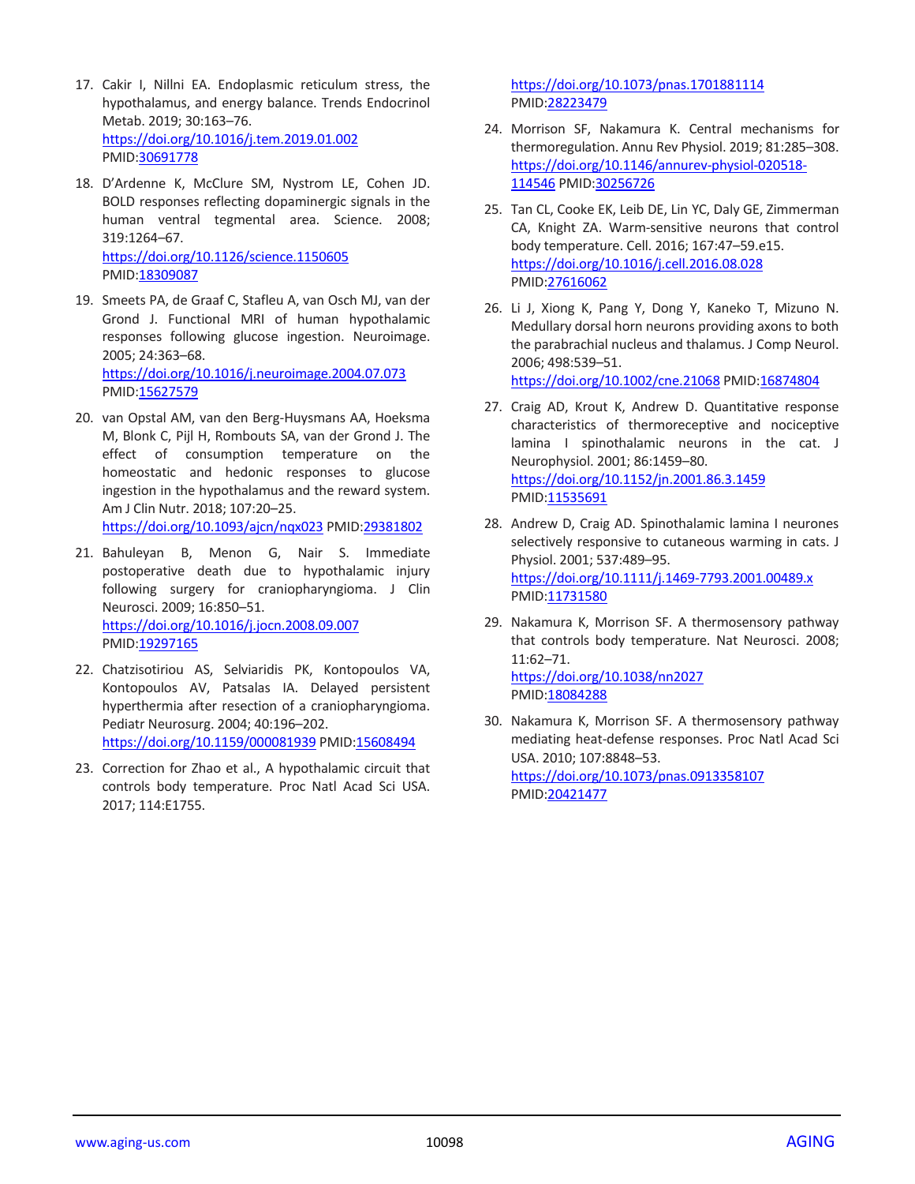17. Cakir I, Nillni EA. Endoplasmic reticulum stress, the hypothalamus, and energy balance. Trends Endocrinol Metab. 2019; 30:163–76. https://doi.org/10.1016/j.tem.2019.01.002 PMID:30691778

18. D'Ardenne K, McClure SM, Nystrom LE, Cohen JD. BOLD responses reflecting dopaminergic signals in the human ventral tegmental area. Science. 2008; 319:1264–67. https://doi.org/10.1126/science.1150605 PMID:18309087

19. Smeets PA, de Graaf C, Stafleu A, van Osch MJ, van der Grond J. Functional MRI of human hypothalamic responses following glucose ingestion. Neuroimage. 2005; 24:363–68. https://doi.org/10.1016/j.neuroimage.2004.07.073 PMID:15627579

20. van Opstal AM, van den Berg-Huysmans AA, Hoeksma M, Blonk C, Pijl H, Rombouts SA, van der Grond J. The effect of consumption temperature on the homeostatic and hedonic responses to glucose ingestion in the hypothalamus and the reward system. Am J Clin Nutr. 2018; 107:20–25. https://doi.org/10.1093/ajcn/nqx023 PMID:29381802

21. Bahuleyan B, Menon G, Nair S. Immediate postoperative death due to hypothalamic injury following surgery for craniopharyngioma. J Clin Neurosci. 2009; 16:850–51. https://doi.org/10.1016/j.jocn.2008.09.007 PMID:19297165

22. Chatzisotiriou AS, Selviaridis PK, Kontopoulos VA, Kontopoulos AV, Patsalas IA. Delayed persistent hyperthermia after resection of a craniopharyngioma. Pediatr Neurosurg. 2004; 40:196–202. https://doi.org/10.1159/000081939 PMID:15608494

23. Correction for Zhao et al., A hypothalamic circuit that controls body temperature. Proc Natl Acad Sci USA. 2017; 114:E1755. https://doi.org/10.1073/pnas.1701881114 PMID:28223479

24. Morrison SF, Nakamura K. Central mechanisms for thermoregulation. Annu Rev Physiol. 2019; 81:285–308. https://doi.org/10.1146/annurev-physiol-020518-114546 PMID:30256726

25. Tan CL, Cooke EK, Leib DE, Lin YC, Daly GE, Zimmerman CA, Knight ZA. Warm-sensitive neurons that control body temperature. Cell. 2016; 167:47–59.e15. https://doi.org/10.1016/j.cell.2016.08.028 PMID:27616062

26. Li J, Xiong K, Pang Y, Dong Y, Kaneko T, Mizuno N. Medullary dorsal horn neurons providing axons to both the parabrachial nucleus and thalamus. J Comp Neurol. 2006; 498:539–51. https://doi.org/10.1002/cne.21068 PMID:16874804

27. Craig AD, Krout K, Andrew D. Quantitative response characteristics of thermoreceptive and nociceptive lamina I spinothalamic neurons in the cat. J Neurophysiol. 2001; 86:1459–80. https://doi.org/10.1152/jn.2001.86.3.1459 PMID:11535691

28. Andrew D, Craig AD. Spinothalamic lamina I neurones selectively responsive to cutaneous warming in cats. J Physiol. 2001; 537:489–95. https://doi.org/10.1111/j.1469-7793.2001.00489.x PMID:11731580

29. Nakamura K, Morrison SF. A thermosensory pathway that controls body temperature. Nat Neurosci. 2008; 11:62–71. https://doi.org/10.1038/nn2027 PMID:18084288

30. Nakamura K, Morrison SF. A thermosensory pathway mediating heat-defense responses. Proc Natl Acad Sci USA. 2010; 107:8848–53. https://doi.org/10.1073/pnas.0913358107 PMID:20421477